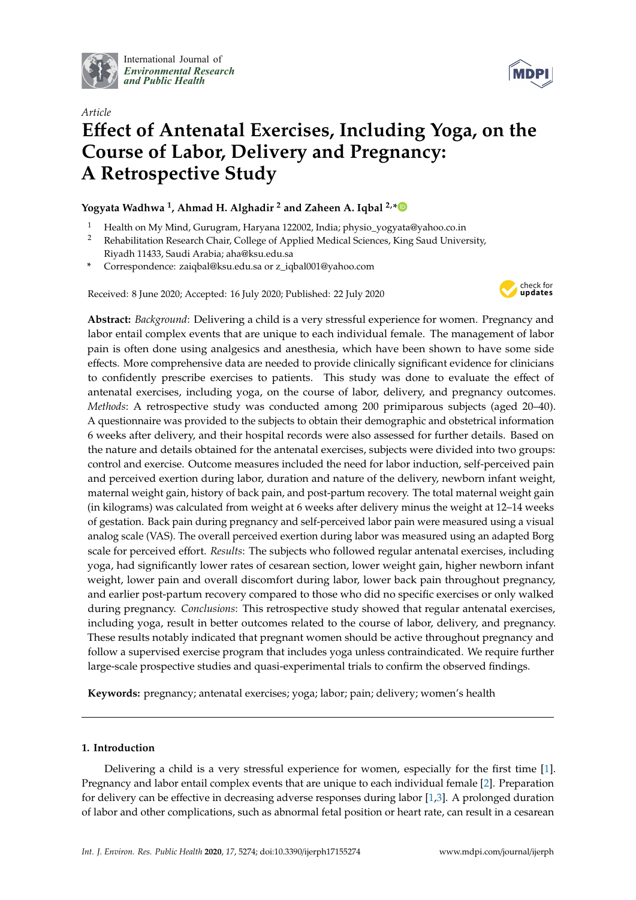International Journal of *Environmental Research and Public Health*

*Article*

# Effect of Antenatal Exercises, Including Yoga, on the Course of Labor, Delivery and Pregnancy: A Retrospective Study

**Yogyata Wadhwa [1], Ahmad H. Alghadir [2] and Zaheen A. Iqbal [2,*]**

[1] Health on My Mind, Gurugram, Haryana 122002, India; physio_yogyata@yahoo.co.in
[2] Rehabilitation Research Chair, College of Applied Medical Sciences, King Saud University, Riyadh 11433, Saudi Arabia; aha@ksu.edu.sa
[*] Correspondence: zaiqbal@ksu.edu.sa or z_iqbal001@yahoo.com

Received: 8 June 2020; Accepted: 16 July 2020; Published: 22 July 2020

**Abstract:** *Background*: Delivering a child is a very stressful experience for women. Pregnancy and labor entail complex events that are unique to each individual female. The management of labor pain is often done using analgesics and anesthesia, which have been shown to have some side effects. More comprehensive data are needed to provide clinically significant evidence for clinicians to confidently prescribe exercises to patients. This study was done to evaluate the effect of antenatal exercises, including yoga, on the course of labor, delivery, and pregnancy outcomes. *Methods*: A retrospective study was conducted among 200 primiparous subjects (aged 20–40). A questionnaire was provided to the subjects to obtain their demographic and obstetrical information 6 weeks after delivery, and their hospital records were also assessed for further details. Based on the nature and details obtained for the antenatal exercises, subjects were divided into two groups: control and exercise. Outcome measures included the need for labor induction, self-perceived pain and perceived exertion during labor, duration and nature of the delivery, newborn infant weight, maternal weight gain, history of back pain, and post-partum recovery. The total maternal weight gain (in kilograms) was calculated from weight at 6 weeks after delivery minus the weight at 12–14 weeks of gestation. Back pain during pregnancy and self-perceived labor pain were measured using a visual analog scale (VAS). The overall perceived exertion during labor was measured using an adapted Borg scale for perceived effort. *Results*: The subjects who followed regular antenatal exercises, including yoga, had significantly lower rates of cesarean section, lower weight gain, higher newborn infant weight, lower pain and overall discomfort during labor, lower back pain throughout pregnancy, and earlier post-partum recovery compared to those who did no specific exercises or only walked during pregnancy. *Conclusions*: This retrospective study showed that regular antenatal exercises, including yoga, result in better outcomes related to the course of labor, delivery, and pregnancy. These results notably indicated that pregnant women should be active throughout pregnancy and follow a supervised exercise program that includes yoga unless contraindicated. We require further large-scale prospective studies and quasi-experimental trials to confirm the observed findings.

**Keywords:** pregnancy; antenatal exercises; yoga; labor; pain; delivery; women's health

## 1. Introduction

Delivering a child is a very stressful experience for women, especially for the first time [1]. Pregnancy and labor entail complex events that are unique to each individual female [2]. Preparation for delivery can be effective in decreasing adverse responses during labor [1,3]. A prolonged duration of labor and other complications, such as abnormal fetal position or heart rate, can result in a cesarean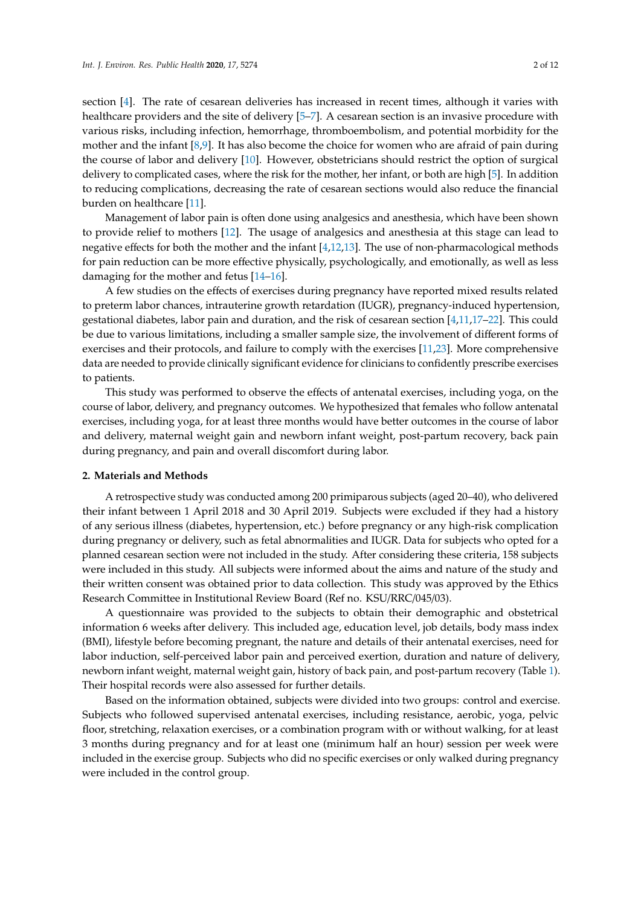section [4]. The rate of cesarean deliveries has increased in recent times, although it varies with healthcare providers and the site of delivery [5–7]. A cesarean section is an invasive procedure with various risks, including infection, hemorrhage, thromboembolism, and potential morbidity for the mother and the infant [8,9]. It has also become the choice for women who are afraid of pain during the course of labor and delivery [10]. However, obstetricians should restrict the option of surgical delivery to complicated cases, where the risk for the mother, her infant, or both are high [5]. In addition to reducing complications, decreasing the rate of cesarean sections would also reduce the financial burden on healthcare [11].

Management of labor pain is often done using analgesics and anesthesia, which have been shown to provide relief to mothers [12]. The usage of analgesics and anesthesia at this stage can lead to negative effects for both the mother and the infant [4,12,13]. The use of non-pharmacological methods for pain reduction can be more effective physically, psychologically, and emotionally, as well as less damaging for the mother and fetus [14–16].

A few studies on the effects of exercises during pregnancy have reported mixed results related to preterm labor chances, intrauterine growth retardation (IUGR), pregnancy-induced hypertension, gestational diabetes, labor pain and duration, and the risk of cesarean section [4,11,17–22]. This could be due to various limitations, including a smaller sample size, the involvement of different forms of exercises and their protocols, and failure to comply with the exercises [11,23]. More comprehensive data are needed to provide clinically significant evidence for clinicians to confidently prescribe exercises to patients.

This study was performed to observe the effects of antenatal exercises, including yoga, on the course of labor, delivery, and pregnancy outcomes. We hypothesized that females who follow antenatal exercises, including yoga, for at least three months would have better outcomes in the course of labor and delivery, maternal weight gain and newborn infant weight, post-partum recovery, back pain during pregnancy, and pain and overall discomfort during labor.

## 2. Materials and Methods

A retrospective study was conducted among 200 primiparous subjects (aged 20–40), who delivered their infant between 1 April 2018 and 30 April 2019. Subjects were excluded if they had a history of any serious illness (diabetes, hypertension, etc.) before pregnancy or any high-risk complication during pregnancy or delivery, such as fetal abnormalities and IUGR. Data for subjects who opted for a planned cesarean section were not included in the study. After considering these criteria, 158 subjects were included in this study. All subjects were informed about the aims and nature of the study and their written consent was obtained prior to data collection. This study was approved by the Ethics Research Committee in Institutional Review Board (Ref no. KSU/RRC/045/03).

A questionnaire was provided to the subjects to obtain their demographic and obstetrical information 6 weeks after delivery. This included age, education level, job details, body mass index (BMI), lifestyle before becoming pregnant, the nature and details of their antenatal exercises, need for labor induction, self-perceived labor pain and perceived exertion, duration and nature of delivery, newborn infant weight, maternal weight gain, history of back pain, and post-partum recovery (Table 1). Their hospital records were also assessed for further details.

Based on the information obtained, subjects were divided into two groups: control and exercise. Subjects who followed supervised antenatal exercises, including resistance, aerobic, yoga, pelvic floor, stretching, relaxation exercises, or a combination program with or without walking, for at least 3 months during pregnancy and for at least one (minimum half an hour) session per week were included in the exercise group. Subjects who did no specific exercises or only walked during pregnancy were included in the control group.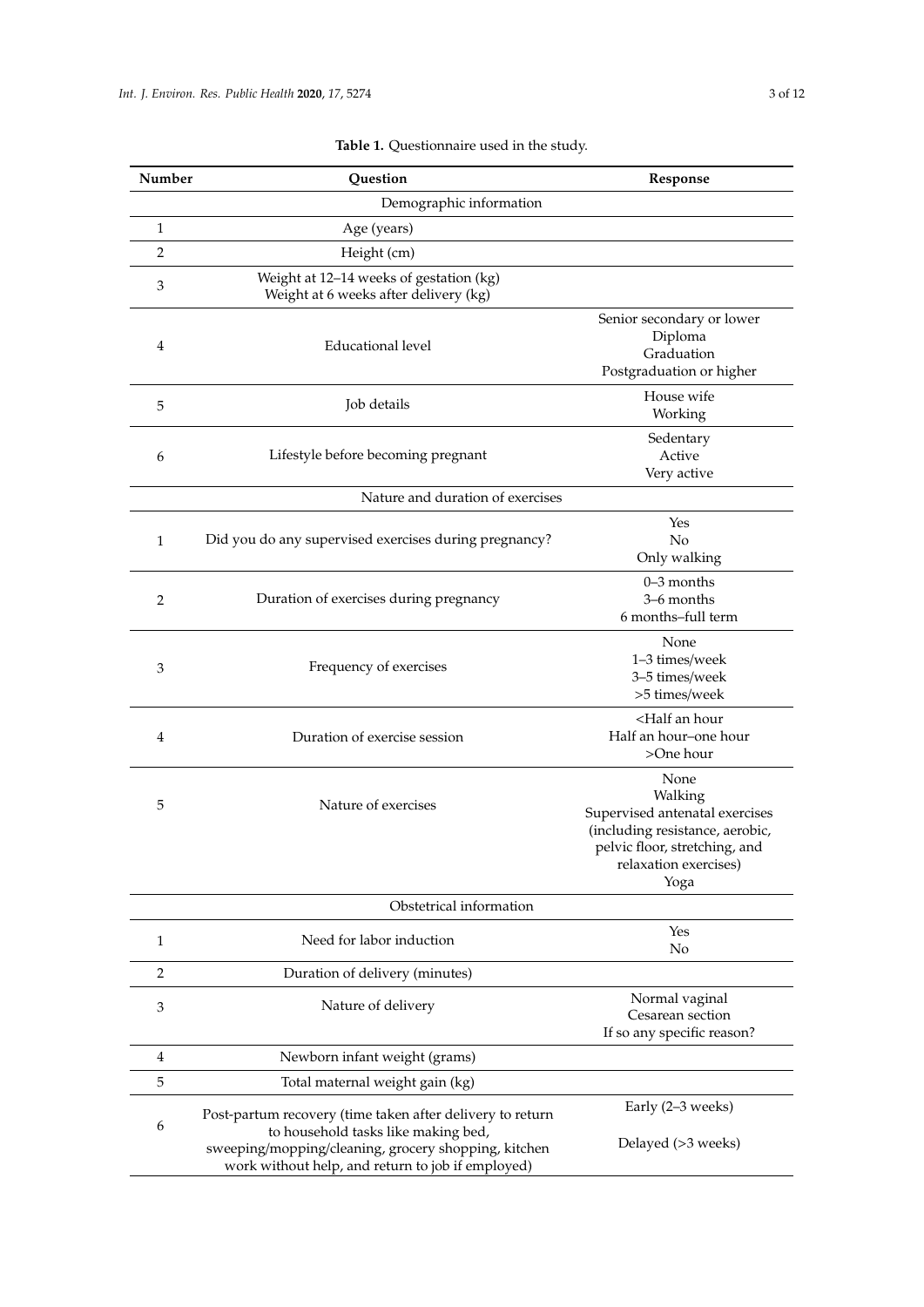**Table 1.** Questionnaire used in the study.

| Number | Question | Response |
|---|---|---|
| | Demographic information | |
| 1 | Age (years) | |
| 2 | Height (cm) | |
| 3 | Weight at 12–14 weeks of gestation (kg)<br>Weight at 6 weeks after delivery (kg) | |
| 4 | Educational level | Senior secondary or lower<br>Diploma<br>Graduation<br>Postgraduation or higher |
| 5 | Job details | House wife<br>Working |
| 6 | Lifestyle before becoming pregnant | Sedentary<br>Active<br>Very active |
| | Nature and duration of exercises | |
| 1 | Did you do any supervised exercises during pregnancy? | Yes<br>No<br>Only walking |
| 2 | Duration of exercises during pregnancy | 0–3 months<br>3–6 months<br>6 months–full term |
| 3 | Frequency of exercises | None<br>1–3 times/week<br>3–5 times/week<br>>5 times/week |
| 4 | Duration of exercise session | <Half an hour<br>Half an hour–one hour<br>>One hour |
| 5 | Nature of exercises | None<br>Walking<br>Supervised antenatal exercises (including resistance, aerobic, pelvic floor, stretching, and relaxation exercises)<br>Yoga |
| | Obstetrical information | |
| 1 | Need for labor induction | Yes<br>No |
| 2 | Duration of delivery (minutes) | |
| 3 | Nature of delivery | Normal vaginal<br>Cesarean section<br>If so any specific reason? |
| 4 | Newborn infant weight (grams) | |
| 5 | Total maternal weight gain (kg) | |
| 6 | Post-partum recovery (time taken after delivery to return to household tasks like making bed, sweeping/mopping/cleaning, grocery shopping, kitchen work without help, and return to job if employed) | Early (2–3 weeks)<br>Delayed (>3 weeks) |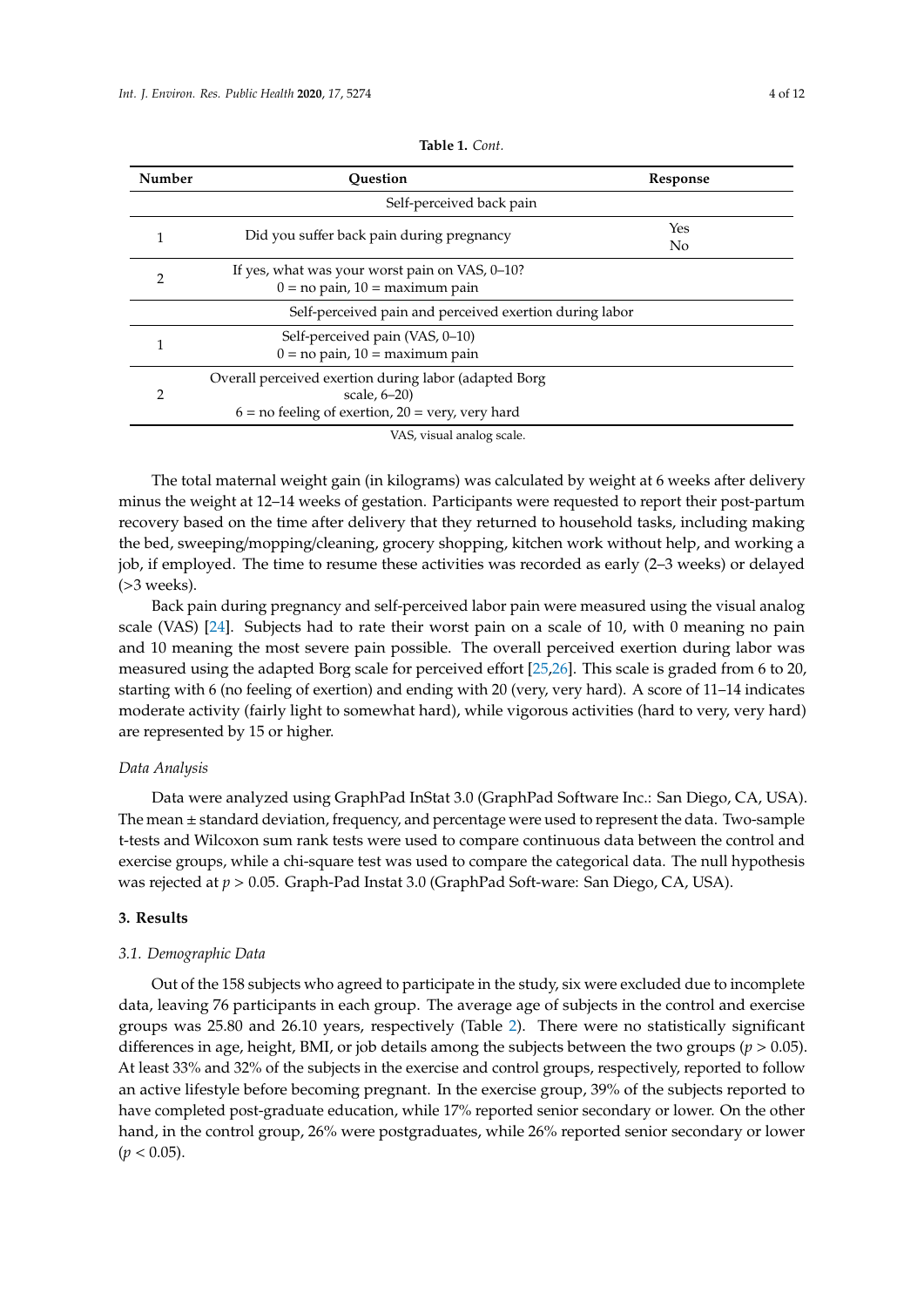**Table 1.** *Cont.*

| Number | Question | Response |
|---|---|---|
| | Self-perceived back pain | |
| 1 | Did you suffer back pain during pregnancy | Yes<br>No |
| 2 | If yes, what was your worst pain on VAS, 0–10?<br>0 = no pain, 10 = maximum pain | |
| | Self-perceived pain and perceived exertion during labor | |
| 1 | Self-perceived pain (VAS, 0–10)<br>0 = no pain, 10 = maximum pain | |
| 2 | Overall perceived exertion during labor (adapted Borg scale, 6–20)<br>6 = no feeling of exertion, 20 = very, very hard | |

VAS, visual analog scale.

The total maternal weight gain (in kilograms) was calculated by weight at 6 weeks after delivery minus the weight at 12–14 weeks of gestation. Participants were requested to report their post-partum recovery based on the time after delivery that they returned to household tasks, including making the bed, sweeping/mopping/cleaning, grocery shopping, kitchen work without help, and working a job, if employed. The time to resume these activities was recorded as early (2–3 weeks) or delayed (>3 weeks).

Back pain during pregnancy and self-perceived labor pain were measured using the visual analog scale (VAS) [24]. Subjects had to rate their worst pain on a scale of 10, with 0 meaning no pain and 10 meaning the most severe pain possible. The overall perceived exertion during labor was measured using the adapted Borg scale for perceived effort [25,26]. This scale is graded from 6 to 20, starting with 6 (no feeling of exertion) and ending with 20 (very, very hard). A score of 11–14 indicates moderate activity (fairly light to somewhat hard), while vigorous activities (hard to very, very hard) are represented by 15 or higher.

*Data Analysis*

Data were analyzed using GraphPad InStat 3.0 (GraphPad Software Inc.: San Diego, CA, USA). The mean ± standard deviation, frequency, and percentage were used to represent the data. Two-sample t-tests and Wilcoxon sum rank tests were used to compare continuous data between the control and exercise groups, while a chi-square test was used to compare the categorical data. The null hypothesis was rejected at $p > 0.05$. Graph-Pad Instat 3.0 (GraphPad Soft-ware: San Diego, CA, USA).

## 3. Results

### *3.1. Demographic Data*

Out of the 158 subjects who agreed to participate in the study, six were excluded due to incomplete data, leaving 76 participants in each group. The average age of subjects in the control and exercise groups was 25.80 and 26.10 years, respectively (Table 2). There were no statistically significant differences in age, height, BMI, or job details among the subjects between the two groups ($p > 0.05$). At least 33% and 32% of the subjects in the exercise and control groups, respectively, reported to follow an active lifestyle before becoming pregnant. In the exercise group, 39% of the subjects reported to have completed post-graduate education, while 17% reported senior secondary or lower. On the other hand, in the control group, 26% were postgraduates, while 26% reported senior secondary or lower ($p < 0.05$).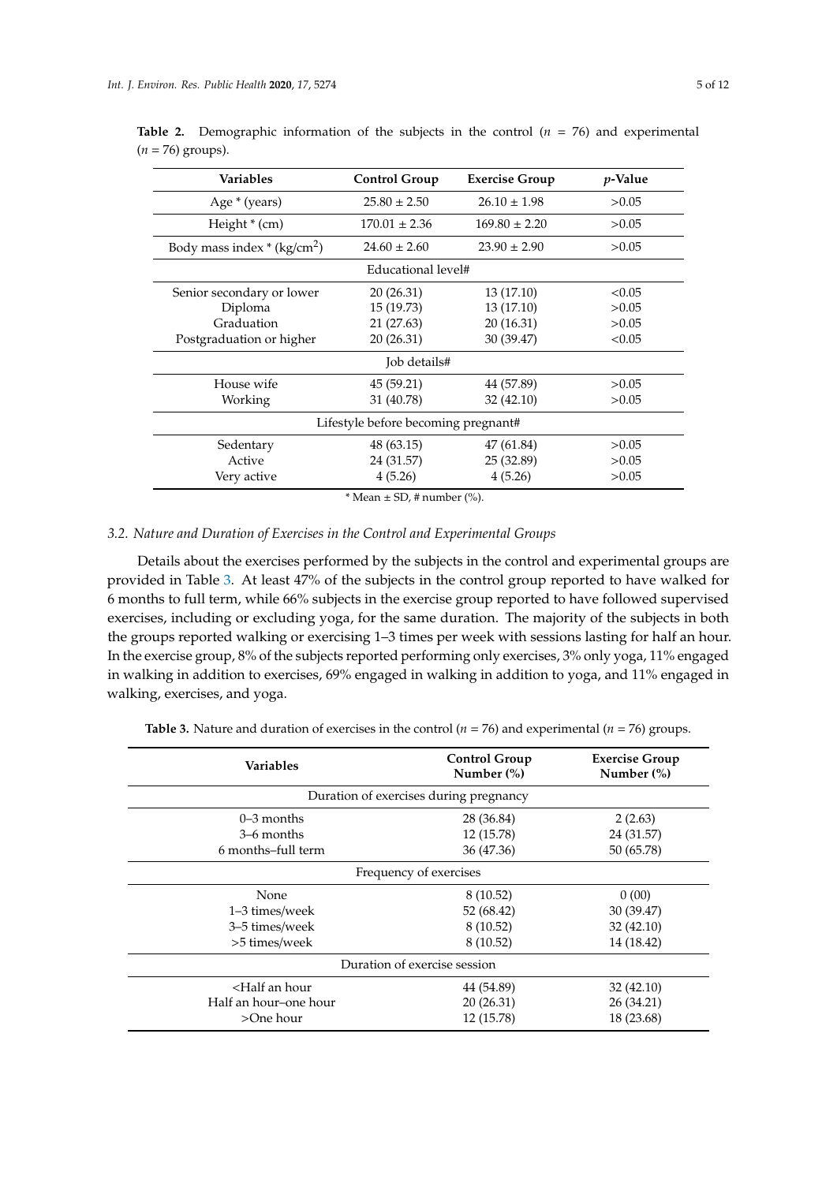**Table 2.** Demographic information of the subjects in the control ($n$ = 76) and experimental ($n$ = 76) groups.

| Variables | Control Group | Exercise Group | $p$-Value |
| --- | --- | --- | --- |
| Age * (years) | 25.80 ± 2.50 | 26.10 ± 1.98 | >0.05 |
| Height * (cm) | 170.01 ± 2.36 | 169.80 ± 2.20 | >0.05 |
| Body mass index * (kg/cm$^2$) | 24.60 ± 2.60 | 23.90 ± 2.90 | >0.05 |
| Educational level# | | | |
| Senior secondary or lower | 20 (26.31) | 13 (17.10) | <0.05 |
| Diploma | 15 (19.73) | 13 (17.10) | >0.05 |
| Graduation | 21 (27.63) | 20 (16.31) | >0.05 |
| Postgraduation or higher | 20 (26.31) | 30 (39.47) | <0.05 |
| Job details# | | | |
| House wife | 45 (59.21) | 44 (57.89) | >0.05 |
| Working | 31 (40.78) | 32 (42.10) | >0.05 |
| Lifestyle before becoming pregnant# | | | |
| Sedentary | 48 (63.15) | 47 (61.84) | >0.05 |
| Active | 24 (31.57) | 25 (32.89) | >0.05 |
| Very active | 4 (5.26) | 4 (5.26) | >0.05 |

* Mean ± SD, # number (%).

### 3.2. Nature and Duration of Exercises in the Control and Experimental Groups

Details about the exercises performed by the subjects in the control and experimental groups are provided in Table 3. At least 47% of the subjects in the control group reported to have walked for 6 months to full term, while 66% subjects in the exercise group reported to have followed supervised exercises, including or excluding yoga, for the same duration. The majority of the subjects in both the groups reported walking or exercising 1–3 times per week with sessions lasting for half an hour. In the exercise group, 8% of the subjects reported performing only exercises, 3% only yoga, 11% engaged in walking in addition to exercises, 69% engaged in walking in addition to yoga, and 11% engaged in walking, exercises, and yoga.

**Table 3.** Nature and duration of exercises in the control ($n$ = 76) and experimental ($n$ = 76) groups.

| Variables | Control Group Number (%) | Exercise Group Number (%) |
| --- | --- | --- |
| Duration of exercises during pregnancy | | |
| 0–3 months | 28 (36.84) | 2 (2.63) |
| 3–6 months | 12 (15.78) | 24 (31.57) |
| 6 months–full term | 36 (47.36) | 50 (65.78) |
| Frequency of exercises | | |
| None | 8 (10.52) | 0 (00) |
| 1–3 times/week | 52 (68.42) | 30 (39.47) |
| 3–5 times/week | 8 (10.52) | 32 (42.10) |
| >5 times/week | 8 (10.52) | 14 (18.42) |
| Duration of exercise session | | |
| <Half an hour | 44 (54.89) | 32 (42.10) |
| Half an hour–one hour | 20 (26.31) | 26 (34.21) |
| >One hour | 12 (15.78) | 18 (23.68) |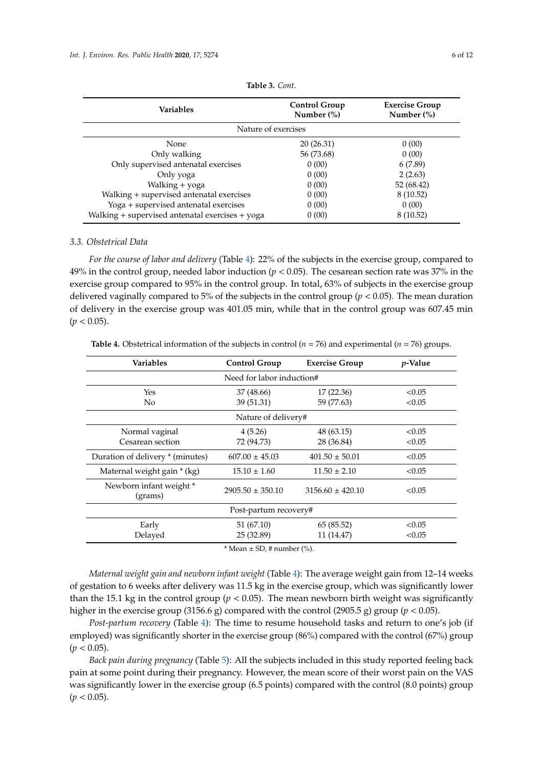**Table 3.** *Cont.*

| Variables | Control Group Number (%) | Exercise Group Number (%) |
|---|---|---|
| Nature of exercises | | |
| None | 20 (26.31) | 0 (00) |
| Only walking | 56 (73.68) | 0 (00) |
| Only supervised antenatal exercises | 0 (00) | 6 (7.89) |
| Only yoga | 0 (00) | 2 (2.63) |
| Walking + yoga | 0 (00) | 52 (68.42) |
| Walking + supervised antenatal exercises | 0 (00) | 8 (10.52) |
| Yoga + supervised antenatal exercises | 0 (00) | 0 (00) |
| Walking + supervised antenatal exercises + yoga | 0 (00) | 8 (10.52) |

### 3.3. Obstetrical Data

*For the course of labor and delivery* (Table 4): 22% of the subjects in the exercise group, compared to 49% in the control group, needed labor induction ($p < 0.05$). The cesarean section rate was 37% in the exercise group compared to 95% in the control group. In total, 63% of subjects in the exercise group delivered vaginally compared to 5% of the subjects in the control group ($p < 0.05$). The mean duration of delivery in the exercise group was 401.05 min, while that in the control group was 607.45 min ($p < 0.05$).

**Table 4.** Obstetrical information of the subjects in control ($n = 76$) and experimental ($n = 76$) groups.

| Variables | Control Group | Exercise Group | *p*-Value |
|---|---|---|---|
| Need for labor induction# | | | |
| Yes | 37 (48.66) | 17 (22.36) | <0.05 |
| No | 39 (51.31) | 59 (77.63) | <0.05 |
| Nature of delivery# | | | |
| Normal vaginal | 4 (5.26) | 48 (63.15) | <0.05 |
| Cesarean section | 72 (94.73) | 28 (36.84) | <0.05 |
| Duration of delivery * (minutes) | 607.00 ± 45.03 | 401.50 ± 50.01 | <0.05 |
| Maternal weight gain * (kg) | 15.10 ± 1.60 | 11.50 ± 2.10 | <0.05 |
| Newborn infant weight * (grams) | 2905.50 ± 350.10 | 3156.60 ± 420.10 | <0.05 |
| Post-partum recovery# | | | |
| Early | 51 (67.10) | 65 (85.52) | <0.05 |
| Delayed | 25 (32.89) | 11 (14.47) | <0.05 |

\* Mean ± SD, # number (%).

*Maternal weight gain and newborn infant weight* (Table 4): The average weight gain from 12–14 weeks of gestation to 6 weeks after delivery was 11.5 kg in the exercise group, which was significantly lower than the 15.1 kg in the control group ($p < 0.05$). The mean newborn birth weight was significantly higher in the exercise group (3156.6 g) compared with the control (2905.5 g) group ($p < 0.05$).

*Post-partum recovery* (Table 4): The time to resume household tasks and return to one's job (if employed) was significantly shorter in the exercise group (86%) compared with the control (67%) group ($p < 0.05$).

*Back pain during pregnancy* (Table 5): All the subjects included in this study reported feeling back pain at some point during their pregnancy. However, the mean score of their worst pain on the VAS was significantly lower in the exercise group (6.5 points) compared with the control (8.0 points) group ($p < 0.05$).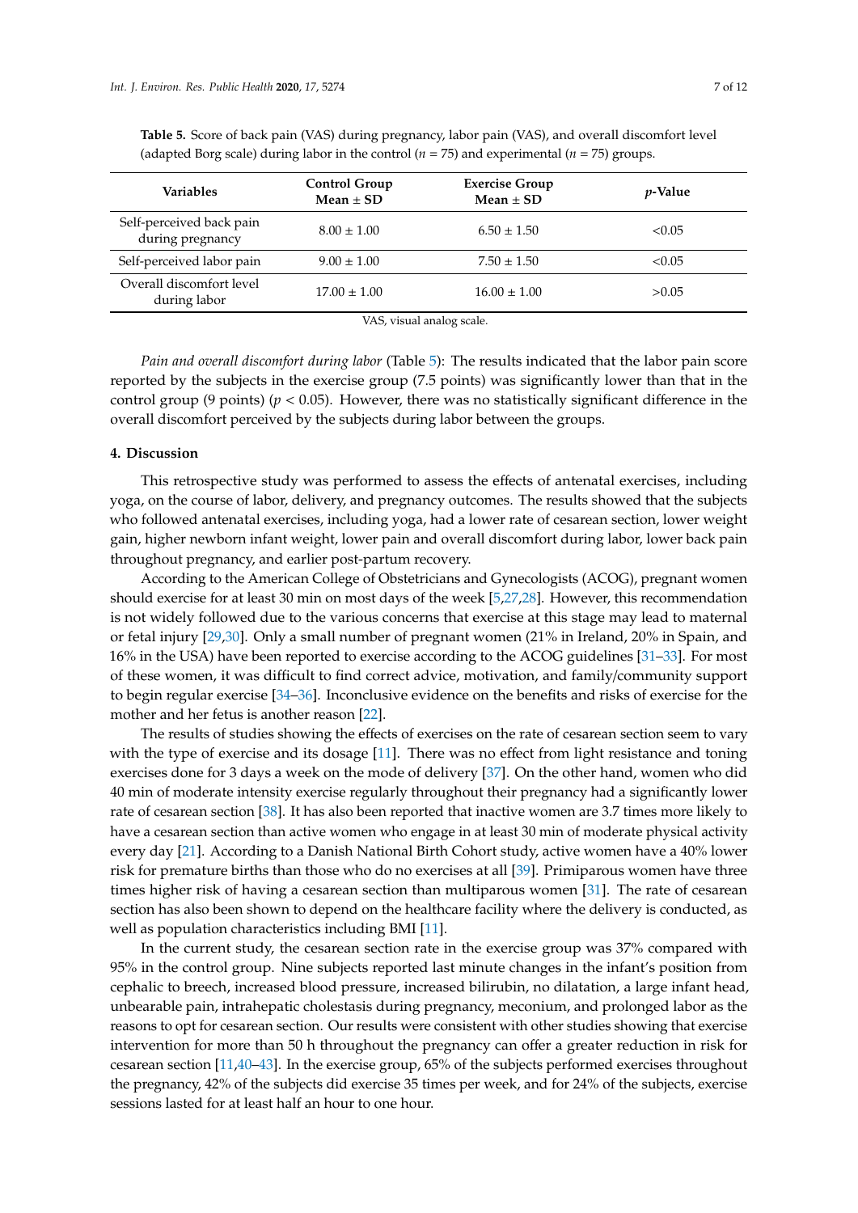**Table 5.** Score of back pain (VAS) during pregnancy, labor pain (VAS), and overall discomfort level (adapted Borg scale) during labor in the control ($n = 75$) and experimental ($n = 75$) groups.

| Variables | Control Group Mean ± SD | Exercise Group Mean ± SD | *p*-Value |
|---|---|---|---|
| Self-perceived back pain during pregnancy | 8.00 ± 1.00 | 6.50 ± 1.50 | <0.05 |
| Self-perceived labor pain | 9.00 ± 1.00 | 7.50 ± 1.50 | <0.05 |
| Overall discomfort level during labor | 17.00 ± 1.00 | 16.00 ± 1.00 | >0.05 |

VAS, visual analog scale.

*Pain and overall discomfort during labor* (Table 5): The results indicated that the labor pain score reported by the subjects in the exercise group (7.5 points) was significantly lower than that in the control group (9 points) ($p < 0.05$). However, there was no statistically significant difference in the overall discomfort perceived by the subjects during labor between the groups.

## 4. Discussion

This retrospective study was performed to assess the effects of antenatal exercises, including yoga, on the course of labor, delivery, and pregnancy outcomes. The results showed that the subjects who followed antenatal exercises, including yoga, had a lower rate of cesarean section, lower weight gain, higher newborn infant weight, lower pain and overall discomfort during labor, lower back pain throughout pregnancy, and earlier post-partum recovery.

According to the American College of Obstetricians and Gynecologists (ACOG), pregnant women should exercise for at least 30 min on most days of the week [5,27,28]. However, this recommendation is not widely followed due to the various concerns that exercise at this stage may lead to maternal or fetal injury [29,30]. Only a small number of pregnant women (21% in Ireland, 20% in Spain, and 16% in the USA) have been reported to exercise according to the ACOG guidelines [31–33]. For most of these women, it was difficult to find correct advice, motivation, and family/community support to begin regular exercise [34–36]. Inconclusive evidence on the benefits and risks of exercise for the mother and her fetus is another reason [22].

The results of studies showing the effects of exercises on the rate of cesarean section seem to vary with the type of exercise and its dosage [11]. There was no effect from light resistance and toning exercises done for 3 days a week on the mode of delivery [37]. On the other hand, women who did 40 min of moderate intensity exercise regularly throughout their pregnancy had a significantly lower rate of cesarean section [38]. It has also been reported that inactive women are 3.7 times more likely to have a cesarean section than active women who engage in at least 30 min of moderate physical activity every day [21]. According to a Danish National Birth Cohort study, active women have a 40% lower risk for premature births than those who do no exercises at all [39]. Primiparous women have three times higher risk of having a cesarean section than multiparous women [31]. The rate of cesarean section has also been shown to depend on the healthcare facility where the delivery is conducted, as well as population characteristics including BMI [11].

In the current study, the cesarean section rate in the exercise group was 37% compared with 95% in the control group. Nine subjects reported last minute changes in the infant's position from cephalic to breech, increased blood pressure, increased bilirubin, no dilatation, a large infant head, unbearable pain, intrahepatic cholestasis during pregnancy, meconium, and prolonged labor as the reasons to opt for cesarean section. Our results were consistent with other studies showing that exercise intervention for more than 50 h throughout the pregnancy can offer a greater reduction in risk for cesarean section [11,40–43]. In the exercise group, 65% of the subjects performed exercises throughout the pregnancy, 42% of the subjects did exercise 35 times per week, and for 24% of the subjects, exercise sessions lasted for at least half an hour to one hour.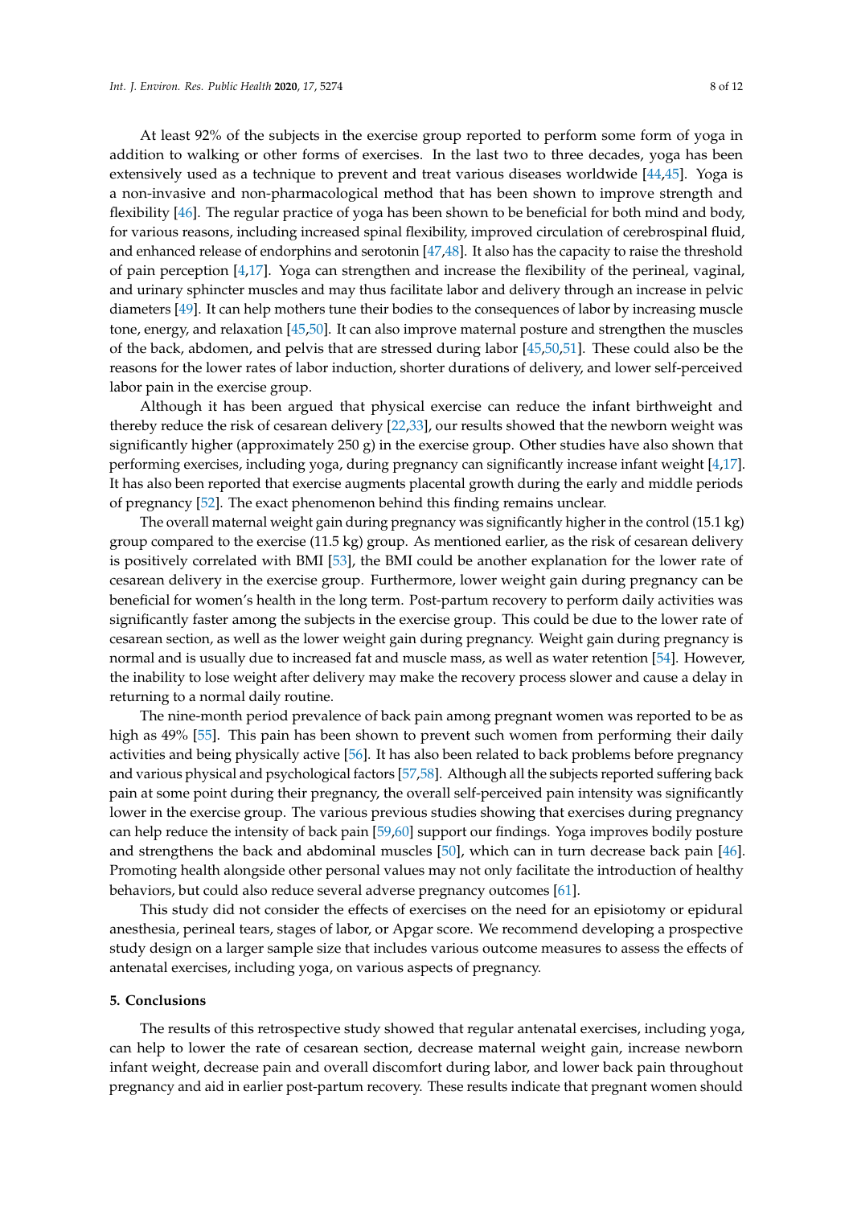At least 92% of the subjects in the exercise group reported to perform some form of yoga in addition to walking or other forms of exercises. In the last two to three decades, yoga has been extensively used as a technique to prevent and treat various diseases worldwide [44,45]. Yoga is a non-invasive and non-pharmacological method that has been shown to improve strength and flexibility [46]. The regular practice of yoga has been shown to be beneficial for both mind and body, for various reasons, including increased spinal flexibility, improved circulation of cerebrospinal fluid, and enhanced release of endorphins and serotonin [47,48]. It also has the capacity to raise the threshold of pain perception [4,17]. Yoga can strengthen and increase the flexibility of the perineal, vaginal, and urinary sphincter muscles and may thus facilitate labor and delivery through an increase in pelvic diameters [49]. It can help mothers tune their bodies to the consequences of labor by increasing muscle tone, energy, and relaxation [45,50]. It can also improve maternal posture and strengthen the muscles of the back, abdomen, and pelvis that are stressed during labor [45,50,51]. These could also be the reasons for the lower rates of labor induction, shorter durations of delivery, and lower self-perceived labor pain in the exercise group.

Although it has been argued that physical exercise can reduce the infant birthweight and thereby reduce the risk of cesarean delivery [22,33], our results showed that the newborn weight was significantly higher (approximately 250 g) in the exercise group. Other studies have also shown that performing exercises, including yoga, during pregnancy can significantly increase infant weight [4,17]. It has also been reported that exercise augments placental growth during the early and middle periods of pregnancy [52]. The exact phenomenon behind this finding remains unclear.

The overall maternal weight gain during pregnancy was significantly higher in the control (15.1 kg) group compared to the exercise (11.5 kg) group. As mentioned earlier, as the risk of cesarean delivery is positively correlated with BMI [53], the BMI could be another explanation for the lower rate of cesarean delivery in the exercise group. Furthermore, lower weight gain during pregnancy can be beneficial for women's health in the long term. Post-partum recovery to perform daily activities was significantly faster among the subjects in the exercise group. This could be due to the lower rate of cesarean section, as well as the lower weight gain during pregnancy. Weight gain during pregnancy is normal and is usually due to increased fat and muscle mass, as well as water retention [54]. However, the inability to lose weight after delivery may make the recovery process slower and cause a delay in returning to a normal daily routine.

The nine-month period prevalence of back pain among pregnant women was reported to be as high as 49% [55]. This pain has been shown to prevent such women from performing their daily activities and being physically active [56]. It has also been related to back problems before pregnancy and various physical and psychological factors [57,58]. Although all the subjects reported suffering back pain at some point during their pregnancy, the overall self-perceived pain intensity was significantly lower in the exercise group. The various previous studies showing that exercises during pregnancy can help reduce the intensity of back pain [59,60] support our findings. Yoga improves bodily posture and strengthens the back and abdominal muscles [50], which can in turn decrease back pain [46]. Promoting health alongside other personal values may not only facilitate the introduction of healthy behaviors, but could also reduce several adverse pregnancy outcomes [61].

This study did not consider the effects of exercises on the need for an episiotomy or epidural anesthesia, perineal tears, stages of labor, or Apgar score. We recommend developing a prospective study design on a larger sample size that includes various outcome measures to assess the effects of antenatal exercises, including yoga, on various aspects of pregnancy.

## 5. Conclusions

The results of this retrospective study showed that regular antenatal exercises, including yoga, can help to lower the rate of cesarean section, decrease maternal weight gain, increase newborn infant weight, decrease pain and overall discomfort during labor, and lower back pain throughout pregnancy and aid in earlier post-partum recovery. These results indicate that pregnant women should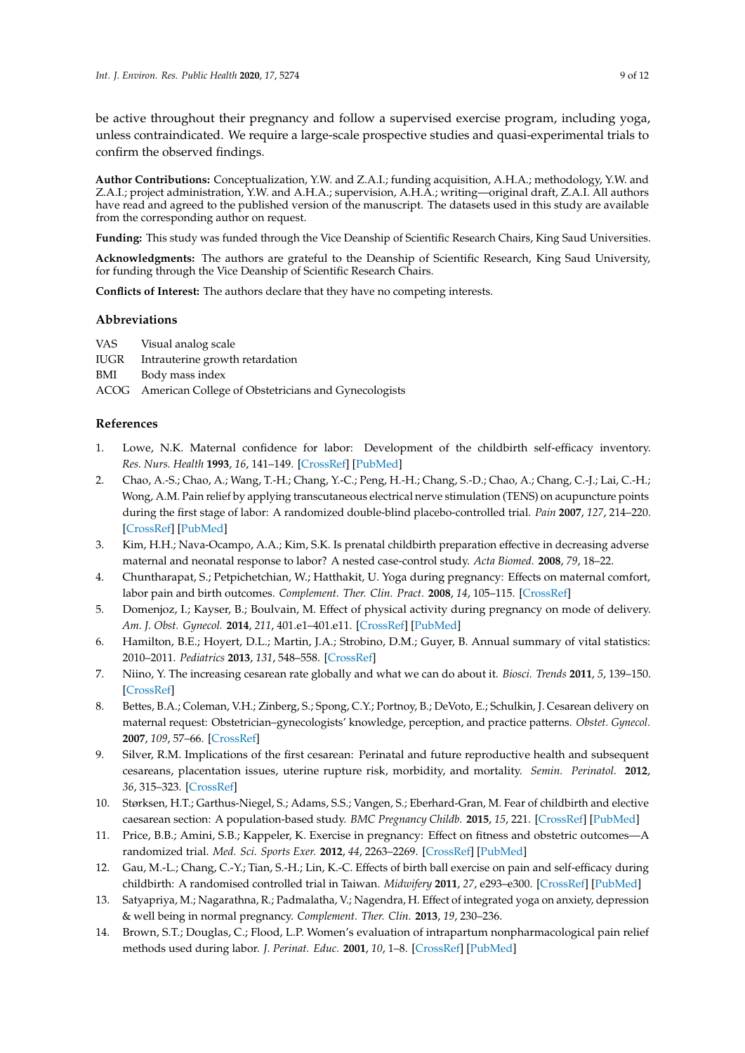be active throughout their pregnancy and follow a supervised exercise program, including yoga, unless contraindicated. We require a large-scale prospective studies and quasi-experimental trials to confirm the observed findings.

**Author Contributions:** Conceptualization, Y.W. and Z.A.I.; funding acquisition, A.H.A.; methodology, Y.W. and Z.A.I.; project administration, Y.W. and A.H.A.; supervision, A.H.A.; writing—original draft, Z.A.I. All authors have read and agreed to the published version of the manuscript. The datasets used in this study are available from the corresponding author on request.

**Funding:** This study was funded through the Vice Deanship of Scientific Research Chairs, King Saud Universities.

**Acknowledgments:** The authors are grateful to the Deanship of Scientific Research, King Saud University, for funding through the Vice Deanship of Scientific Research Chairs.

**Conflicts of Interest:** The authors declare that they have no competing interests.

## Abbreviations

| | |
|---|---|
| VAS | Visual analog scale |
| IUGR | Intrauterine growth retardation |
| BMI | Body mass index |
| ACOG | American College of Obstetricians and Gynecologists |

## References

1. Lowe, N.K. Maternal confidence for labor: Development of the childbirth self-efficacy inventory. *Res. Nurs. Health* **1993**, *16*, 141–149. [CrossRef] [PubMed]
2. Chao, A.-S.; Chao, A.; Wang, T.-H.; Chang, Y.-C.; Peng, H.-H.; Chang, S.-D.; Chao, A.; Chang, C.-J.; Lai, C.-H.; Wong, A.M. Pain relief by applying transcutaneous electrical nerve stimulation (TENS) on acupuncture points during the first stage of labor: A randomized double-blind placebo-controlled trial. *Pain* **2007**, *127*, 214–220. [CrossRef] [PubMed]
3. Kim, H.H.; Nava-Ocampo, A.A.; Kim, S.K. Is prenatal childbirth preparation effective in decreasing adverse maternal and neonatal response to labor? A nested case-control study. *Acta Biomed.* **2008**, *79*, 18–22.
4. Chuntharapat, S.; Petpichetchian, W.; Hatthakit, U. Yoga during pregnancy: Effects on maternal comfort, labor pain and birth outcomes. *Complement. Ther. Clin. Pract.* **2008**, *14*, 105–115. [CrossRef]
5. Domenjoz, I.; Kayser, B.; Boulvain, M. Effect of physical activity during pregnancy on mode of delivery. *Am. J. Obst. Gynecol.* **2014**, *211*, 401.e1–401.e11. [CrossRef] [PubMed]
6. Hamilton, B.E.; Hoyert, D.L.; Martin, J.A.; Strobino, D.M.; Guyer, B. Annual summary of vital statistics: 2010–2011. *Pediatrics* **2013**, *131*, 548–558. [CrossRef]
7. Niino, Y. The increasing cesarean rate globally and what we can do about it. *Biosci. Trends* **2011**, *5*, 139–150. [CrossRef]
8. Bettes, B.A.; Coleman, V.H.; Zinberg, S.; Spong, C.Y.; Portnoy, B.; DeVoto, E.; Schulkin, J. Cesarean delivery on maternal request: Obstetrician–gynecologists' knowledge, perception, and practice patterns. *Obstet. Gynecol.* **2007**, *109*, 57–66. [CrossRef]
9. Silver, R.M. Implications of the first cesarean: Perinatal and future reproductive health and subsequent cesareans, placentation issues, uterine rupture risk, morbidity, and mortality. *Semin. Perinatol.* **2012**, *36*, 315–323. [CrossRef]
10. Størksen, H.T.; Garthus-Niegel, S.; Adams, S.S.; Vangen, S.; Eberhard-Gran, M. Fear of childbirth and elective caesarean section: A population-based study. *BMC Pregnancy Childb.* **2015**, *15*, 221. [CrossRef] [PubMed]
11. Price, B.B.; Amini, S.B.; Kappeler, K. Exercise in pregnancy: Effect on fitness and obstetric outcomes—A randomized trial. *Med. Sci. Sports Exer.* **2012**, *44*, 2263–2269. [CrossRef] [PubMed]
12. Gau, M.-L.; Chang, C.-Y.; Tian, S.-H.; Lin, K.-C. Effects of birth ball exercise on pain and self-efficacy during childbirth: A randomised controlled trial in Taiwan. *Midwifery* **2011**, *27*, e293–e300. [CrossRef] [PubMed]
13. Satyapriya, M.; Nagarathna, R.; Padmalatha, V.; Nagendra, H. Effect of integrated yoga on anxiety, depression & well being in normal pregnancy. *Complement. Ther. Clin.* **2013**, *19*, 230–236.
14. Brown, S.T.; Douglas, C.; Flood, L.P. Women's evaluation of intrapartum nonpharmacological pain relief methods used during labor. *J. Perinat. Educ.* **2001**, *10*, 1–8. [CrossRef] [PubMed]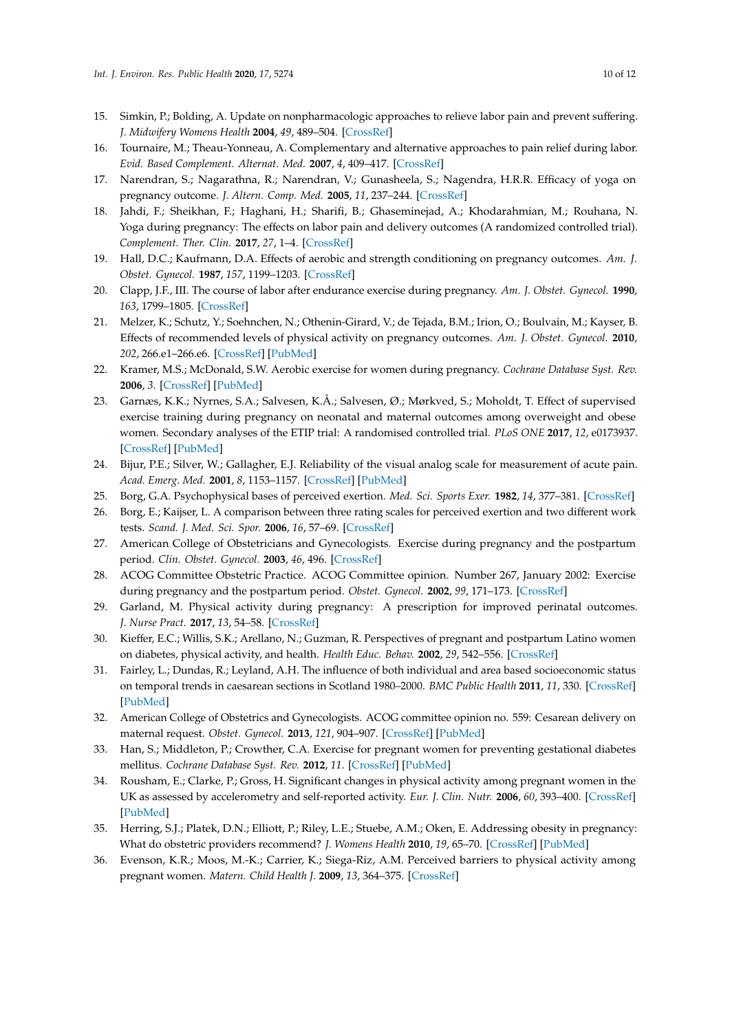15. Simkin, P.; Bolding, A. Update on nonpharmacologic approaches to relieve labor pain and prevent suffering. *J. Midwifery Womens Health* **2004**, *49*, 489–504. [CrossRef]
16. Tournaire, M.; Theau-Yonneau, A. Complementary and alternative approaches to pain relief during labor. *Evid. Based Complement. Alternat. Med.* **2007**, *4*, 409–417. [CrossRef]
17. Narendran, S.; Nagarathna, R.; Narendran, V.; Gunasheela, S.; Nagendra, H.R.R. Efficacy of yoga on pregnancy outcome. *J. Altern. Comp. Med.* **2005**, *11*, 237–244. [CrossRef]
18. Jahdi, F.; Sheikhan, F.; Haghani, H.; Sharifi, B.; Ghaseminejad, A.; Khodarahmian, M.; Rouhana, N. Yoga during pregnancy: The effects on labor pain and delivery outcomes (A randomized controlled trial). *Complement. Ther. Clin.* **2017**, *27*, 1–4. [CrossRef]
19. Hall, D.C.; Kaufmann, D.A. Effects of aerobic and strength conditioning on pregnancy outcomes. *Am. J. Obstet. Gynecol.* **1987**, *157*, 1199–1203. [CrossRef]
20. Clapp, J.F., III. The course of labor after endurance exercise during pregnancy. *Am. J. Obstet. Gynecol.* **1990**, *163*, 1799–1805. [CrossRef]
21. Melzer, K.; Schutz, Y.; Soehnchen, N.; Othenin-Girard, V.; de Tejada, B.M.; Irion, O.; Boulvain, M.; Kayser, B. Effects of recommended levels of physical activity on pregnancy outcomes. *Am. J. Obstet. Gynecol.* **2010**, *202*, 266.e1–266.e6. [CrossRef] [PubMed]
22. Kramer, M.S.; McDonald, S.W. Aerobic exercise for women during pregnancy. *Cochrane Database Syst. Rev.* **2006**, *3*. [CrossRef] [PubMed]
23. Garnæs, K.K.; Nyrnes, S.A.; Salvesen, K.Å.; Salvesen, Ø.; Mørkved, S.; Moholdt, T. Effect of supervised exercise training during pregnancy on neonatal and maternal outcomes among overweight and obese women. Secondary analyses of the ETIP trial: A randomised controlled trial. *PLoS ONE* **2017**, *12*, e0173937. [CrossRef] [PubMed]
24. Bijur, P.E.; Silver, W.; Gallagher, E.J. Reliability of the visual analog scale for measurement of acute pain. *Acad. Emerg. Med.* **2001**, *8*, 1153–1157. [CrossRef] [PubMed]
25. Borg, G.A. Psychophysical bases of perceived exertion. *Med. Sci. Sports Exer.* **1982**, *14*, 377–381. [CrossRef]
26. Borg, E.; Kaijser, L. A comparison between three rating scales for perceived exertion and two different work tests. *Scand. J. Med. Sci. Spor.* **2006**, *16*, 57–69. [CrossRef]
27. American College of Obstetricians and Gynecologists. Exercise during pregnancy and the postpartum period. *Clin. Obstet. Gynecol.* **2003**, *46*, 496. [CrossRef]
28. ACOG Committee Obstetric Practice. ACOG Committee opinion. Number 267, January 2002: Exercise during pregnancy and the postpartum period. *Obstet. Gynecol.* **2002**, *99*, 171–173. [CrossRef]
29. Garland, M. Physical activity during pregnancy: A prescription for improved perinatal outcomes. *J. Nurse Pract.* **2017**, *13*, 54–58. [CrossRef]
30. Kieffer, E.C.; Willis, S.K.; Arellano, N.; Guzman, R. Perspectives of pregnant and postpartum Latino women on diabetes, physical activity, and health. *Health Educ. Behav.* **2002**, *29*, 542–556. [CrossRef]
31. Fairley, L.; Dundas, R.; Leyland, A.H. The influence of both individual and area based socioeconomic status on temporal trends in caesarean sections in Scotland 1980–2000. *BMC Public Health* **2011**, *11*, 330. [CrossRef] [PubMed]
32. American College of Obstetrics and Gynecologists. ACOG committee opinion no. 559: Cesarean delivery on maternal request. *Obstet. Gynecol.* **2013**, *121*, 904–907. [CrossRef] [PubMed]
33. Han, S.; Middleton, P.; Crowther, C.A. Exercise for pregnant women for preventing gestational diabetes mellitus. *Cochrane Database Syst. Rev.* **2012**, *11*. [CrossRef] [PubMed]
34. Rousham, E.; Clarke, P.; Gross, H. Significant changes in physical activity among pregnant women in the UK as assessed by accelerometry and self-reported activity. *Eur. J. Clin. Nutr.* **2006**, *60*, 393–400. [CrossRef] [PubMed]
35. Herring, S.J.; Platek, D.N.; Elliott, P.; Riley, L.E.; Stuebe, A.M.; Oken, E. Addressing obesity in pregnancy: What do obstetric providers recommend? *J. Womens Health* **2010**, *19*, 65–70. [CrossRef] [PubMed]
36. Evenson, K.R.; Moos, M.-K.; Carrier, K.; Siega-Riz, A.M. Perceived barriers to physical activity among pregnant women. *Matern. Child Health J.* **2009**, *13*, 364–375. [CrossRef]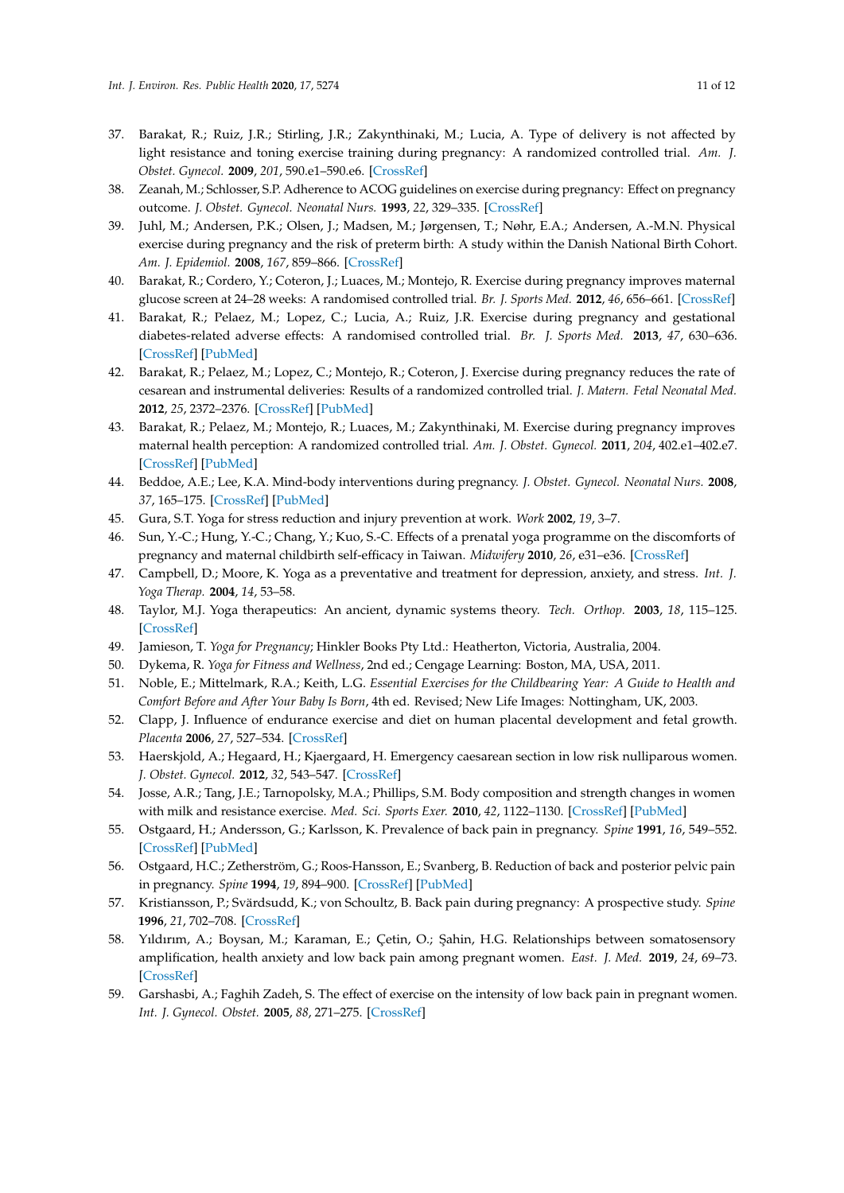37. Barakat, R.; Ruiz, J.R.; Stirling, J.R.; Zakynthinaki, M.; Lucia, A. Type of delivery is not affected by light resistance and toning exercise training during pregnancy: A randomized controlled trial. *Am. J. Obstet. Gynecol.* **2009**, *201*, 590.e1–590.e6. [CrossRef]
38. Zeanah, M.; Schlosser, S.P. Adherence to ACOG guidelines on exercise during pregnancy: Effect on pregnancy outcome. *J. Obstet. Gynecol. Neonatal Nurs.* **1993**, *22*, 329–335. [CrossRef]
39. Juhl, M.; Andersen, P.K.; Olsen, J.; Madsen, M.; Jørgensen, T.; Nøhr, E.A.; Andersen, A.-M.N. Physical exercise during pregnancy and the risk of preterm birth: A study within the Danish National Birth Cohort. *Am. J. Epidemiol.* **2008**, *167*, 859–866. [CrossRef]
40. Barakat, R.; Cordero, Y.; Coteron, J.; Luaces, M.; Montejo, R. Exercise during pregnancy improves maternal glucose screen at 24–28 weeks: A randomised controlled trial. *Br. J. Sports Med.* **2012**, *46*, 656–661. [CrossRef]
41. Barakat, R.; Pelaez, M.; Lopez, C.; Lucia, A.; Ruiz, J.R. Exercise during pregnancy and gestational diabetes-related adverse effects: A randomised controlled trial. *Br. J. Sports Med.* **2013**, *47*, 630–636. [CrossRef] [PubMed]
42. Barakat, R.; Pelaez, M.; Lopez, C.; Montejo, R.; Coteron, J. Exercise during pregnancy reduces the rate of cesarean and instrumental deliveries: Results of a randomized controlled trial. *J. Matern. Fetal Neonatal Med.* **2012**, *25*, 2372–2376. [CrossRef] [PubMed]
43. Barakat, R.; Pelaez, M.; Montejo, R.; Luaces, M.; Zakynthinaki, M. Exercise during pregnancy improves maternal health perception: A randomized controlled trial. *Am. J. Obstet. Gynecol.* **2011**, *204*, 402.e1–402.e7. [CrossRef] [PubMed]
44. Beddoe, A.E.; Lee, K.A. Mind-body interventions during pregnancy. *J. Obstet. Gynecol. Neonatal Nurs.* **2008**, *37*, 165–175. [CrossRef] [PubMed]
45. Gura, S.T. Yoga for stress reduction and injury prevention at work. *Work* **2002**, *19*, 3–7.
46. Sun, Y.-C.; Hung, Y.-C.; Chang, Y.; Kuo, S.-C. Effects of a prenatal yoga programme on the discomforts of pregnancy and maternal childbirth self-efficacy in Taiwan. *Midwifery* **2010**, *26*, e31–e36. [CrossRef]
47. Campbell, D.; Moore, K. Yoga as a preventative and treatment for depression, anxiety, and stress. *Int. J. Yoga Therap.* **2004**, *14*, 53–58.
48. Taylor, M.J. Yoga therapeutics: An ancient, dynamic systems theory. *Tech. Orthop.* **2003**, *18*, 115–125. [CrossRef]
49. Jamieson, T. *Yoga for Pregnancy*; Hinkler Books Pty Ltd.: Heatherton, Victoria, Australia, 2004.
50. Dykema, R. *Yoga for Fitness and Wellness*, 2nd ed.; Cengage Learning: Boston, MA, USA, 2011.
51. Noble, E.; Mittelmark, R.A.; Keith, L.G. *Essential Exercises for the Childbearing Year: A Guide to Health and Comfort Before and After Your Baby Is Born*, 4th ed. Revised; New Life Images: Nottingham, UK, 2003.
52. Clapp, J. Influence of endurance exercise and diet on human placental development and fetal growth. *Placenta* **2006**, *27*, 527–534. [CrossRef]
53. Haerskjold, A.; Hegaard, H.; Kjaergaard, H. Emergency caesarean section in low risk nulliparous women. *J. Obstet. Gynecol.* **2012**, *32*, 543–547. [CrossRef]
54. Josse, A.R.; Tang, J.E.; Tarnopolsky, M.A.; Phillips, S.M. Body composition and strength changes in women with milk and resistance exercise. *Med. Sci. Sports Exer.* **2010**, *42*, 1122–1130. [CrossRef] [PubMed]
55. Ostgaard, H.; Andersson, G.; Karlsson, K. Prevalence of back pain in pregnancy. *Spine* **1991**, *16*, 549–552. [CrossRef] [PubMed]
56. Ostgaard, H.C.; Zetherström, G.; Roos-Hansson, E.; Svanberg, B. Reduction of back and posterior pelvic pain in pregnancy. *Spine* **1994**, *19*, 894–900. [CrossRef] [PubMed]
57. Kristiansson, P.; Svärdsudd, K.; von Schoultz, B. Back pain during pregnancy: A prospective study. *Spine* **1996**, *21*, 702–708. [CrossRef]
58. Yıldırım, A.; Boysan, M.; Karaman, E.; Çetin, O.; Şahin, H.G. Relationships between somatosensory amplification, health anxiety and low back pain among pregnant women. *East. J. Med.* **2019**, *24*, 69–73. [CrossRef]
59. Garshasbi, A.; Faghih Zadeh, S. The effect of exercise on the intensity of low back pain in pregnant women. *Int. J. Gynecol. Obstet.* **2005**, *88*, 271–275. [CrossRef]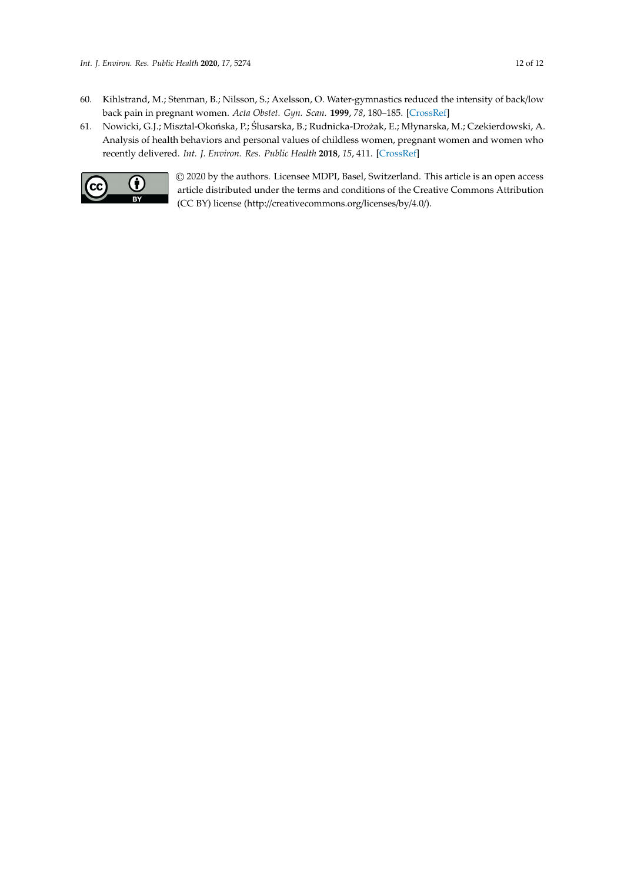60. Kihlstrand, M.; Stenman, B.; Nilsson, S.; Axelsson, O. Water-gymnastics reduced the intensity of back/low back pain in pregnant women. *Acta Obstet. Gyn. Scan.* **1999**, *78*, 180–185. [CrossRef]
61. Nowicki, G.J.; Misztal-Okońska, P.; Ślusarska, B.; Rudnicka-Drożak, E.; Młynarska, M.; Czekierdowski, A. Analysis of health behaviors and personal values of childless women, pregnant women and women who recently delivered. *Int. J. Environ. Res. Public Health* **2018**, *15*, 411. [CrossRef]

© 2020 by the authors. Licensee MDPI, Basel, Switzerland. This article is an open access article distributed under the terms and conditions of the Creative Commons Attribution (CC BY) license (http://creativecommons.org/licenses/by/4.0/).